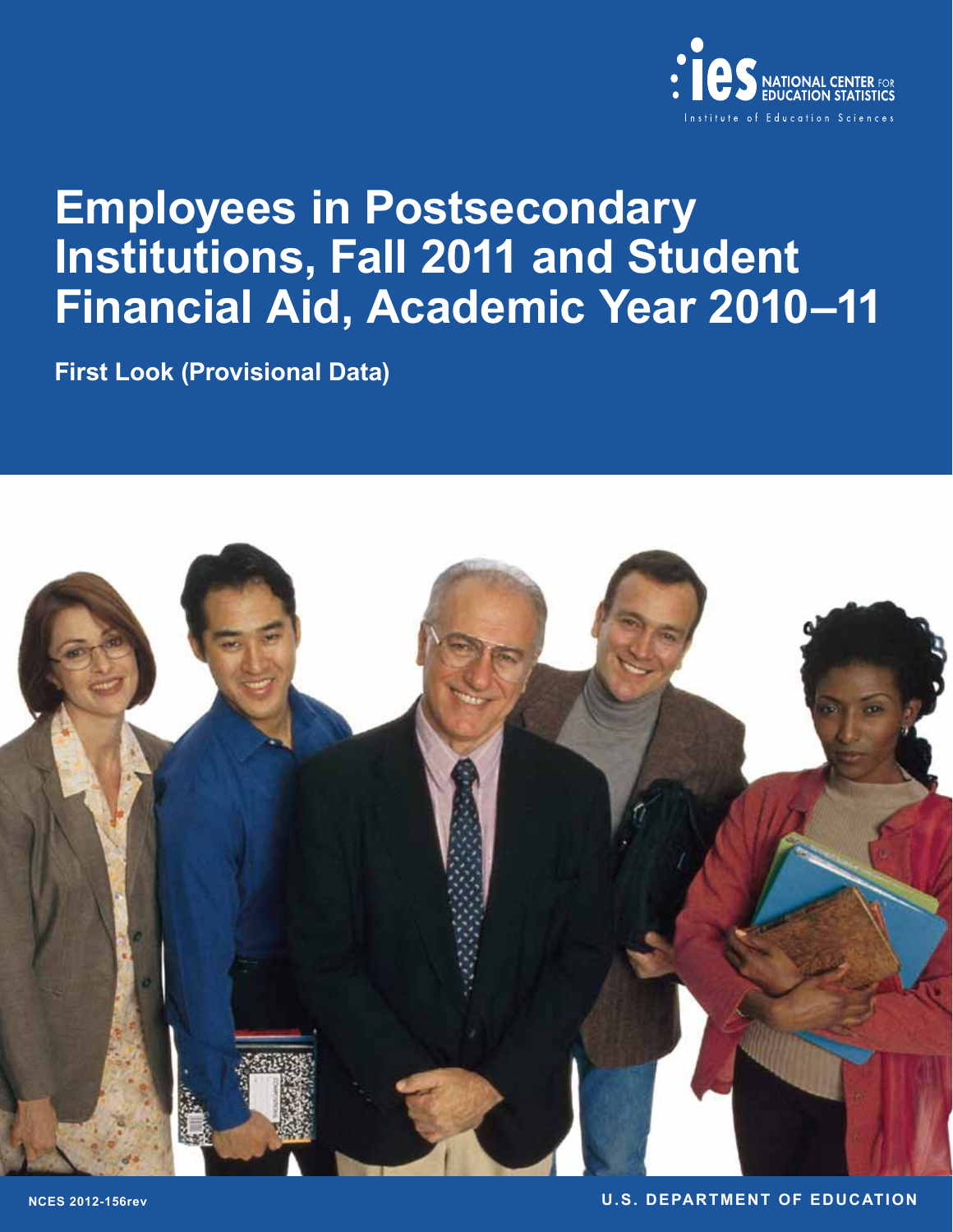ies NATIONAL CENTER FOR EDUCATION STATISTICS

Institute of Education Sciences

# Employees in Postsecondary Institutions, Fall 2011 and Student Financial Aid, Academic Year 2010–11

**First Look (Provisional Data)**

NCES 2012-156rev

U.S. DEPARTMENT OF EDUCATION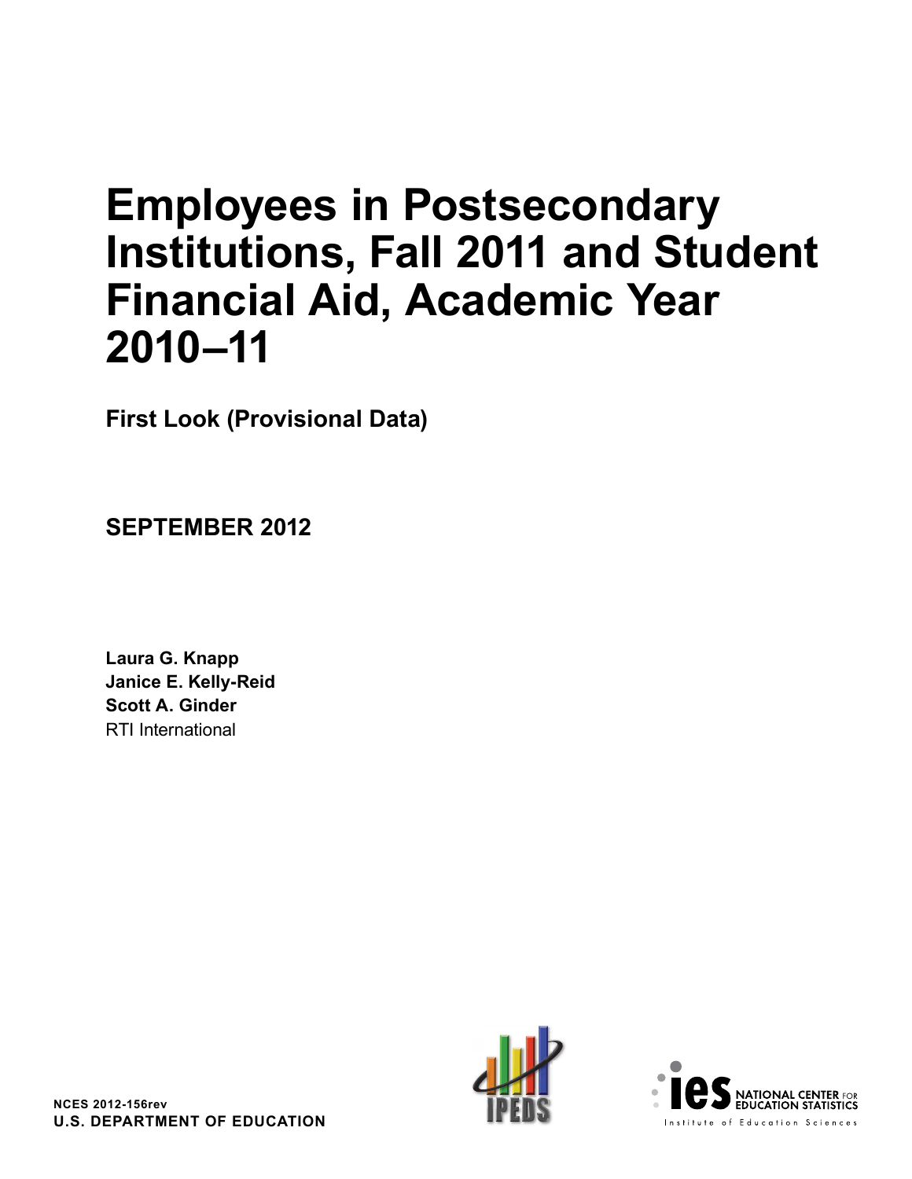# Employees in Postsecondary Institutions, Fall 2011 and Student Financial Aid, Academic Year 2010–11

**First Look (Provisional Data)**

**SEPTEMBER 2012**

**Laura G. Knapp**
**Janice E. Kelly-Reid**
**Scott A. Ginder**
RTI International

**NCES 2012-156rev**
**U.S. DEPARTMENT OF EDUCATION**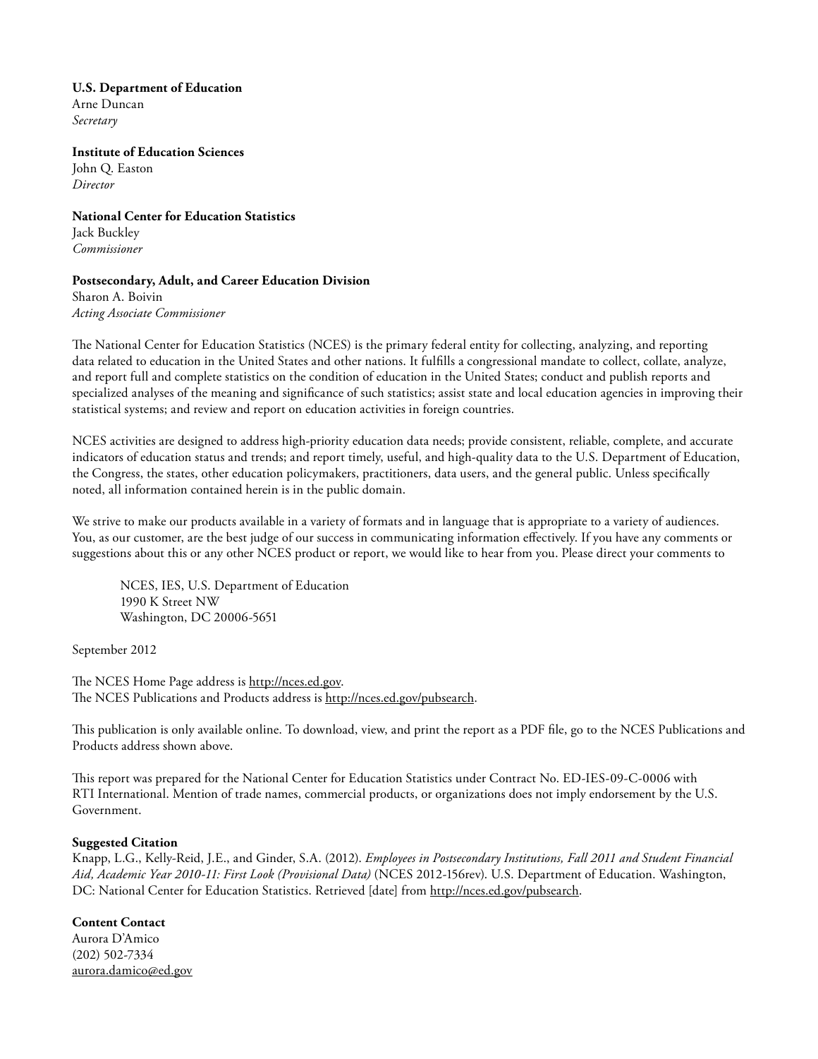**U.S. Department of Education**
Arne Duncan
*Secretary*

**Institute of Education Sciences**
John Q. Easton
*Director*

**National Center for Education Statistics**
Jack Buckley
*Commissioner*

**Postsecondary, Adult, and Career Education Division**
Sharon A. Boivin
*Acting Associate Commissioner*

The National Center for Education Statistics (NCES) is the primary federal entity for collecting, analyzing, and reporting data related to education in the United States and other nations. It fulfills a congressional mandate to collect, collate, analyze, and report full and complete statistics on the condition of education in the United States; conduct and publish reports and specialized analyses of the meaning and significance of such statistics; assist state and local education agencies in improving their statistical systems; and review and report on education activities in foreign countries.

NCES activities are designed to address high-priority education data needs; provide consistent, reliable, complete, and accurate indicators of education status and trends; and report timely, useful, and high-quality data to the U.S. Department of Education, the Congress, the states, other education policymakers, practitioners, data users, and the general public. Unless specifically noted, all information contained herein is in the public domain.

We strive to make our products available in a variety of formats and in language that is appropriate to a variety of audiences. You, as our customer, are the best judge of our success in communicating information effectively. If you have any comments or suggestions about this or any other NCES product or report, we would like to hear from you. Please direct your comments to

> NCES, IES, U.S. Department of Education
> 1990 K Street NW
> Washington, DC 20006-5651

September 2012

The NCES Home Page address is http://nces.ed.gov.
The NCES Publications and Products address is http://nces.ed.gov/pubsearch.

This publication is only available online. To download, view, and print the report as a PDF file, go to the NCES Publications and Products address shown above.

This report was prepared for the National Center for Education Statistics under Contract No. ED-IES-09-C-0006 with RTI International. Mention of trade names, commercial products, or organizations does not imply endorsement by the U.S. Government.

**Suggested Citation**
Knapp, L.G., Kelly-Reid, J.E., and Ginder, S.A. (2012). *Employees in Postsecondary Institutions, Fall 2011 and Student Financial Aid, Academic Year 2010-11: First Look (Provisional Data)* (NCES 2012-156rev). U.S. Department of Education. Washington, DC: National Center for Education Statistics. Retrieved [date] from http://nces.ed.gov/pubsearch.

**Content Contact**
Aurora D'Amico
(202) 502-7334
aurora.damico@ed.gov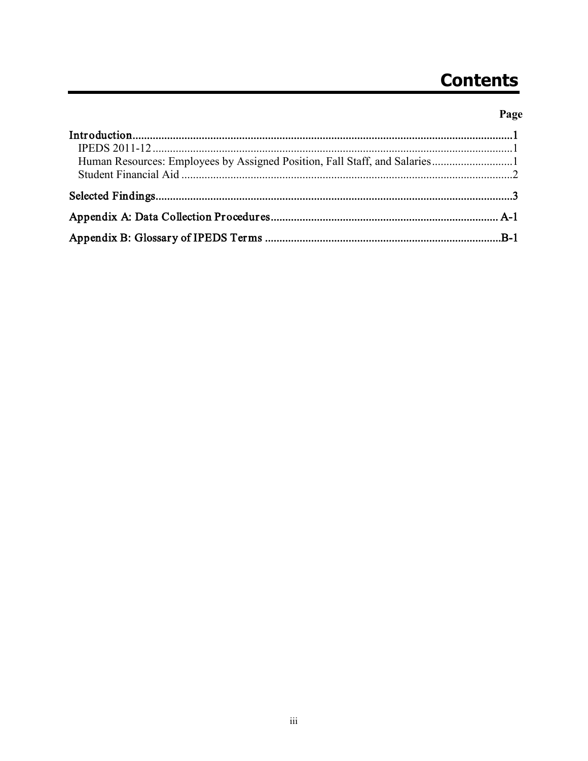# Contents

| | Page |
|---|---|
| **Introduction** | **1** |
| IPEDS 2011-12 | 1 |
| Human Resources: Employees by Assigned Position, Fall Staff, and Salaries | 1 |
| Student Financial Aid | 2 |
| **Selected Findings** | **3** |
| **Appendix A: Data Collection Procedures** | **A-1** |
| **Appendix B: Glossary of IPEDS Terms** | **B-1** |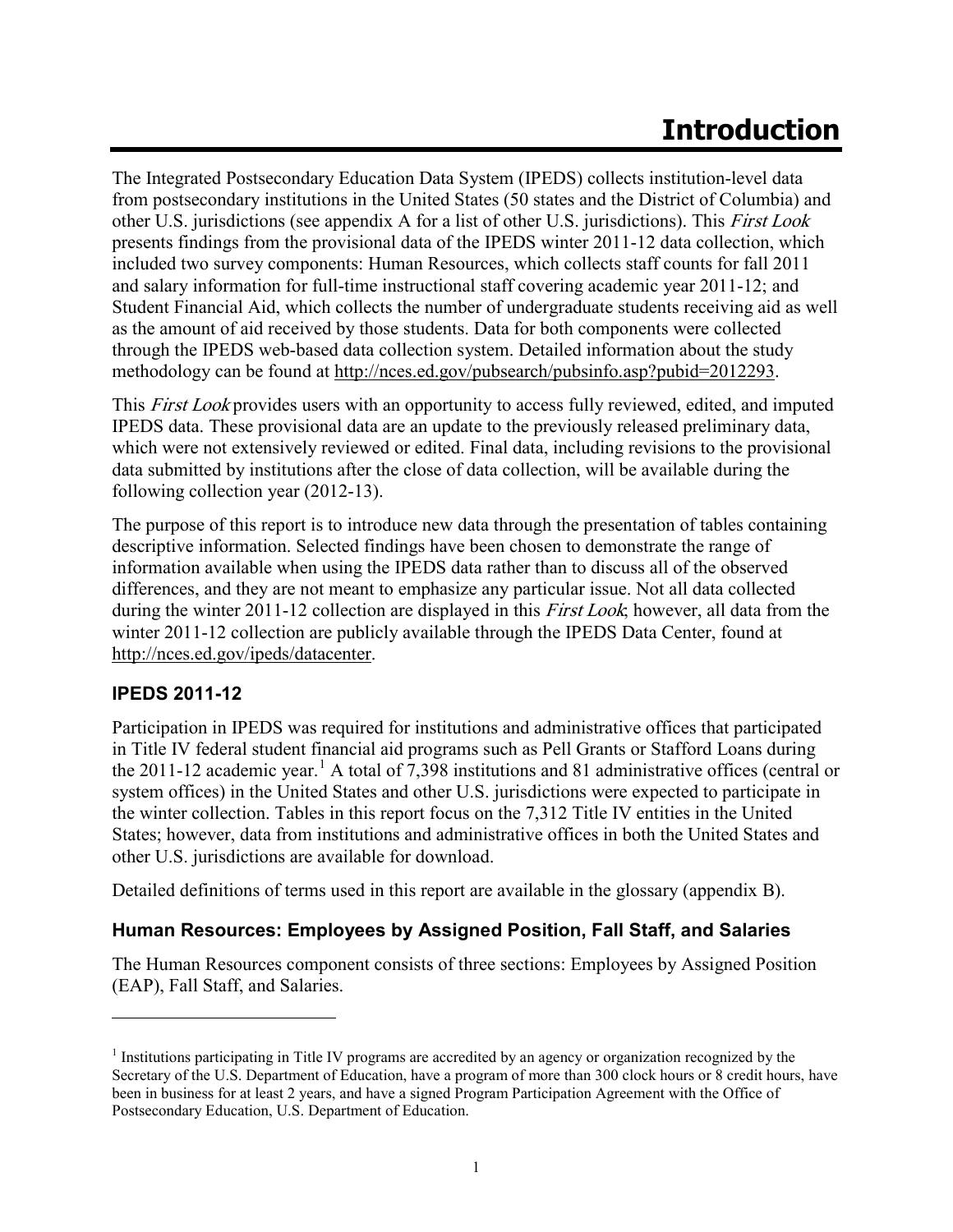# Introduction

The Integrated Postsecondary Education Data System (IPEDS) collects institution-level data from postsecondary institutions in the United States (50 states and the District of Columbia) and other U.S. jurisdictions (see appendix A for a list of other U.S. jurisdictions). This *First Look* presents findings from the provisional data of the IPEDS winter 2011-12 data collection, which included two survey components: Human Resources, which collects staff counts for fall 2011 and salary information for full-time instructional staff covering academic year 2011-12; and Student Financial Aid, which collects the number of undergraduate students receiving aid as well as the amount of aid received by those students. Data for both components were collected through the IPEDS web-based data collection system. Detailed information about the study methodology can be found at http://nces.ed.gov/pubsearch/pubsinfo.asp?pubid=2012293.

This *First Look* provides users with an opportunity to access fully reviewed, edited, and imputed IPEDS data. These provisional data are an update to the previously released preliminary data, which were not extensively reviewed or edited. Final data, including revisions to the provisional data submitted by institutions after the close of data collection, will be available during the following collection year (2012-13).

The purpose of this report is to introduce new data through the presentation of tables containing descriptive information. Selected findings have been chosen to demonstrate the range of information available when using the IPEDS data rather than to discuss all of the observed differences, and they are not meant to emphasize any particular issue. Not all data collected during the winter 2011-12 collection are displayed in this *First Look*; however, all data from the winter 2011-12 collection are publicly available through the IPEDS Data Center, found at http://nces.ed.gov/ipeds/datacenter.

### IPEDS 2011-12

Participation in IPEDS was required for institutions and administrative offices that participated in Title IV federal student financial aid programs such as Pell Grants or Stafford Loans during the 2011-12 academic year.[1] A total of 7,398 institutions and 81 administrative offices (central or system offices) in the United States and other U.S. jurisdictions were expected to participate in the winter collection. Tables in this report focus on the 7,312 Title IV entities in the United States; however, data from institutions and administrative offices in both the United States and other U.S. jurisdictions are available for download.

Detailed definitions of terms used in this report are available in the glossary (appendix B).

### Human Resources: Employees by Assigned Position, Fall Staff, and Salaries

The Human Resources component consists of three sections: Employees by Assigned Position (EAP), Fall Staff, and Salaries.

---

[1] Institutions participating in Title IV programs are accredited by an agency or organization recognized by the Secretary of the U.S. Department of Education, have a program of more than 300 clock hours or 8 credit hours, have been in business for at least 2 years, and have a signed Program Participation Agreement with the Office of Postsecondary Education, U.S. Department of Education.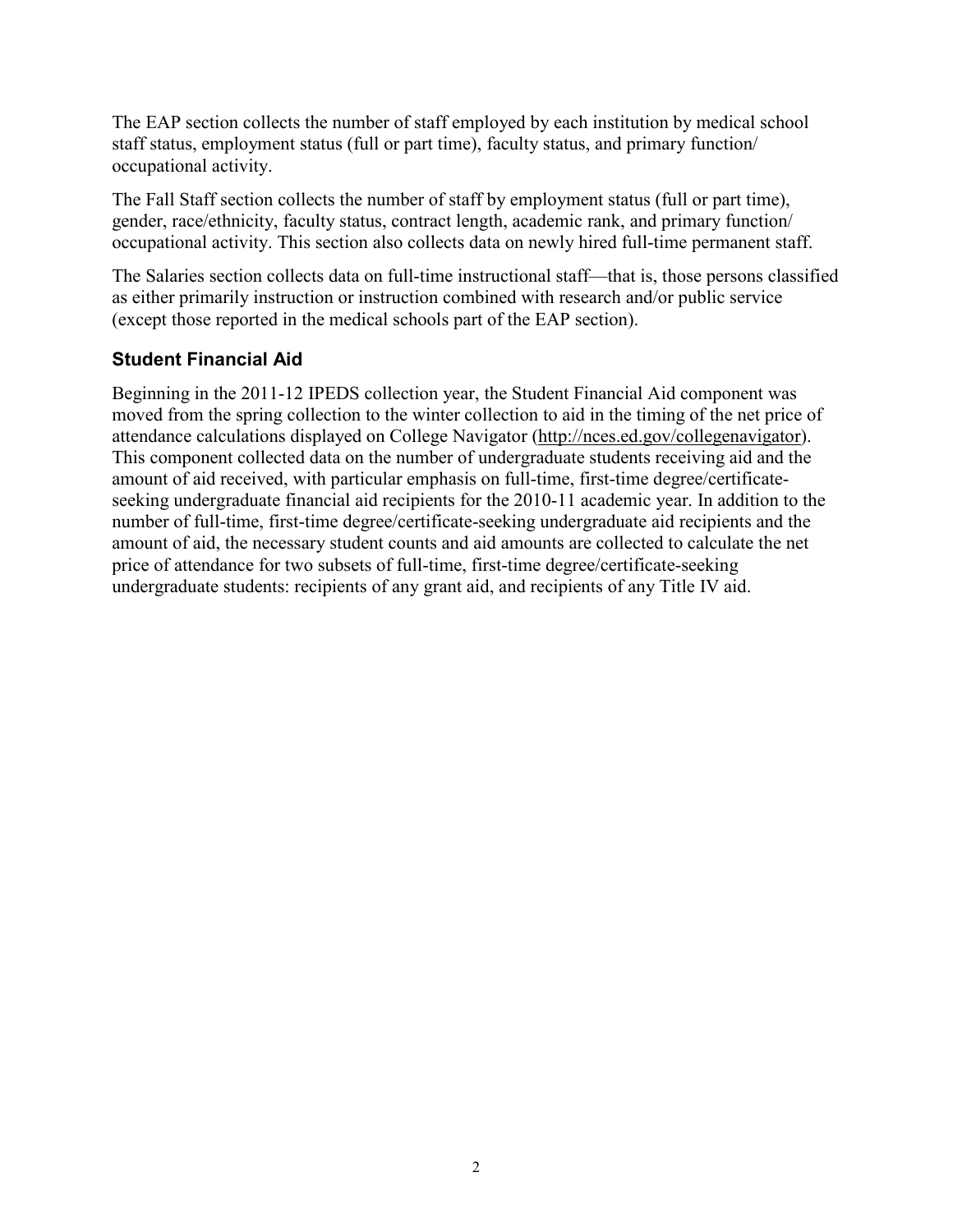The EAP section collects the number of staff employed by each institution by medical school staff status, employment status (full or part time), faculty status, and primary function/ occupational activity.

The Fall Staff section collects the number of staff by employment status (full or part time), gender, race/ethnicity, faculty status, contract length, academic rank, and primary function/ occupational activity. This section also collects data on newly hired full-time permanent staff.

The Salaries section collects data on full-time instructional staff—that is, those persons classified as either primarily instruction or instruction combined with research and/or public service (except those reported in the medical schools part of the EAP section).

### Student Financial Aid

Beginning in the 2011-12 IPEDS collection year, the Student Financial Aid component was moved from the spring collection to the winter collection to aid in the timing of the net price of attendance calculations displayed on College Navigator (http://nces.ed.gov/collegenavigator). This component collected data on the number of undergraduate students receiving aid and the amount of aid received, with particular emphasis on full-time, first-time degree/certificate-seeking undergraduate financial aid recipients for the 2010-11 academic year. In addition to the number of full-time, first-time degree/certificate-seeking undergraduate aid recipients and the amount of aid, the necessary student counts and aid amounts are collected to calculate the net price of attendance for two subsets of full-time, first-time degree/certificate-seeking undergraduate students: recipients of any grant aid, and recipients of any Title IV aid.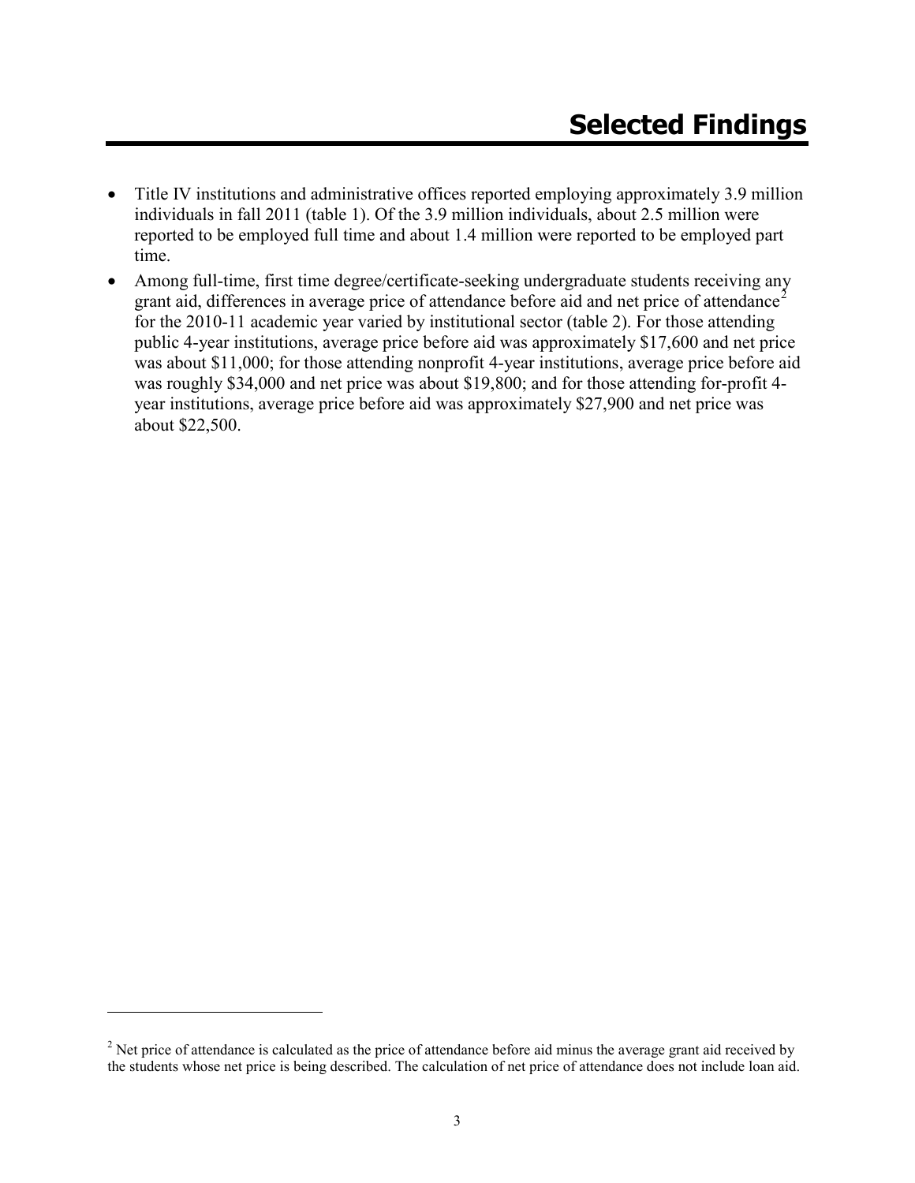# Selected Findings

- Title IV institutions and administrative offices reported employing approximately 3.9 million individuals in fall 2011 (table 1). Of the 3.9 million individuals, about 2.5 million were reported to be employed full time and about 1.4 million were reported to be employed part time.
- Among full-time, first time degree/certificate-seeking undergraduate students receiving any grant aid, differences in average price of attendance before aid and net price of attendance[2] for the 2010-11 academic year varied by institutional sector (table 2). For those attending public 4-year institutions, average price before aid was approximately $17,600 and net price was about $11,000; for those attending nonprofit 4-year institutions, average price before aid was roughly $34,000 and net price was about $19,800; and for those attending for-profit 4-year institutions, average price before aid was approximately $27,900 and net price was about $22,500.

[2] Net price of attendance is calculated as the price of attendance before aid minus the average grant aid received by the students whose net price is being described. The calculation of net price of attendance does not include loan aid.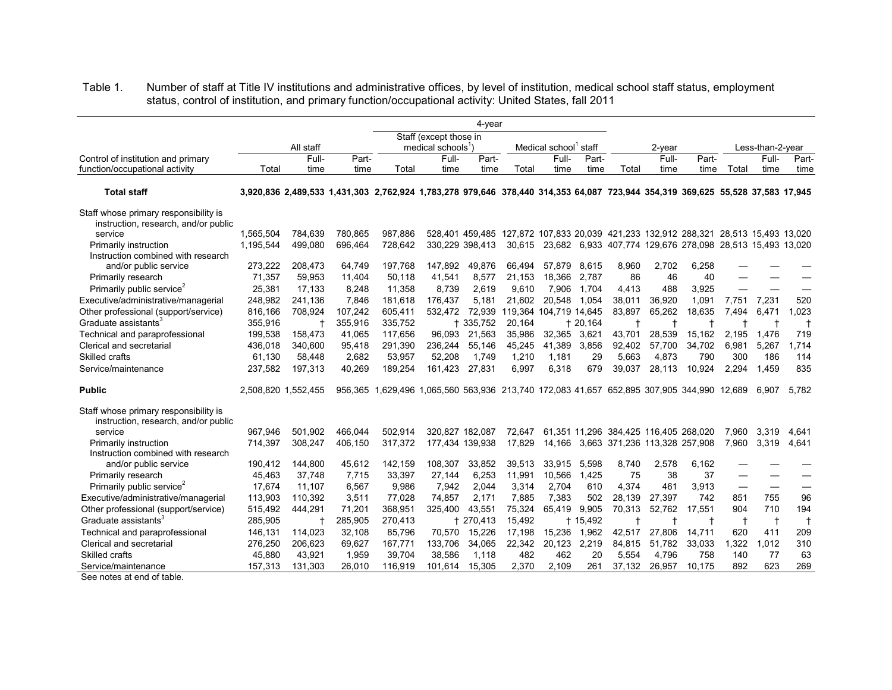Table 1. Number of staff at Title IV institutions and administrative offices, by level of institution, medical school staff status, employment status, control of institution, and primary function/occupational activity: United States, fall 2011

| Control of institution and primary function/occupational activity | All staff | | | 4-year | | | | | | 2-year | | | Less-than-2-year | | |
|---|---|---|---|---|---|---|---|---|---|---|---|---|---|---|---|
| | | | | Staff (except those in medical schools[1]) | | | Medical school[1] staff | | | | | | | | |
| | Total | Full-time | Part-time | Total | Full-time | Part-time | Total | Full-time | Part-time | Total | Full-time | Part-time | Total | Full-time | Part-time |
| **Total staff** | **3,920,836** | **2,489,533** | **1,431,303** | **2,762,924** | **1,783,278** | **979,646** | **378,440** | **314,353** | **64,087** | **723,944** | **354,319** | **369,625** | **55,528** | **37,583** | **17,945** |
| Staff whose primary responsibility is instruction, research, and/or public service | 1,565,504 | 784,639 | 780,865 | 987,886 | 528,401 | 459,485 | 127,872 | 107,833 | 20,039 | 421,233 | 132,912 | 288,321 | 28,513 | 15,493 | 13,020 |
| Primarily instruction | 1,195,544 | 499,080 | 696,464 | 728,642 | 330,229 | 398,413 | 30,615 | 23,682 | 6,933 | 407,774 | 129,676 | 278,098 | 28,513 | 15,493 | 13,020 |
| Instruction combined with research and/or public service | 273,222 | 208,473 | 64,749 | 197,768 | 147,892 | 49,876 | 66,494 | 57,879 | 8,615 | 8,960 | 2,702 | 6,258 | — | — | — |
| Primarily research | 71,357 | 59,953 | 11,404 | 50,118 | 41,541 | 8,577 | 21,153 | 18,366 | 2,787 | 86 | 46 | 40 | — | — | — |
| Primarily public service[2] | 25,381 | 17,133 | 8,248 | 11,358 | 8,739 | 2,619 | 9,610 | 7,906 | 1,704 | 4,413 | 488 | 3,925 | — | — | — |
| Executive/administrative/managerial | 248,982 | 241,136 | 7,846 | 181,618 | 176,437 | 5,181 | 21,602 | 20,548 | 1,054 | 38,011 | 36,920 | 1,091 | 7,751 | 7,231 | 520 |
| Other professional (support/service) | 816,166 | 708,924 | 107,242 | 605,411 | 532,472 | 72,939 | 119,364 | 104,719 | 14,645 | 83,897 | 65,262 | 18,635 | 7,494 | 6,471 | 1,023 |
| Graduate assistants[3] | 355,916 | † | 355,916 | 335,752 | † | 335,752 | 20,164 | † | 20,164 | † | † | † | † | † | † |
| Technical and paraprofessional | 199,538 | 158,473 | 41,065 | 117,656 | 96,093 | 21,563 | 35,986 | 32,365 | 3,621 | 43,701 | 28,539 | 15,162 | 2,195 | 1,476 | 719 |
| Clerical and secretarial | 436,018 | 340,600 | 95,418 | 291,390 | 236,244 | 55,146 | 45,245 | 41,389 | 3,856 | 92,402 | 57,700 | 34,702 | 6,981 | 5,267 | 1,714 |
| Skilled crafts | 61,130 | 58,448 | 2,682 | 53,957 | 52,208 | 1,749 | 1,210 | 1,181 | 29 | 5,663 | 4,873 | 790 | 300 | 186 | 114 |
| Service/maintenance | 237,582 | 197,313 | 40,269 | 189,254 | 161,423 | 27,831 | 6,997 | 6,318 | 679 | 39,037 | 28,113 | 10,924 | 2,294 | 1,459 | 835 |
| **Public** | 2,508,820 | 1,552,455 | 956,365 | 1,629,496 | 1,065,560 | 563,936 | 213,740 | 172,083 | 41,657 | 652,895 | 307,905 | 344,990 | 12,689 | 6,907 | 5,782 |
| Staff whose primary responsibility is instruction, research, and/or public service | 967,946 | 501,902 | 466,044 | 502,914 | 320,827 | 182,087 | 72,647 | 61,351 | 11,296 | 384,425 | 116,405 | 268,020 | 7,960 | 3,319 | 4,641 |
| Primarily instruction | 714,397 | 308,247 | 406,150 | 317,372 | 177,434 | 139,938 | 17,829 | 14,166 | 3,663 | 371,236 | 113,328 | 257,908 | 7,960 | 3,319 | 4,641 |
| Instruction combined with research and/or public service | 190,412 | 144,800 | 45,612 | 142,159 | 108,307 | 33,852 | 39,513 | 33,915 | 5,598 | 8,740 | 2,578 | 6,162 | — | — | — |
| Primarily research | 45,463 | 37,748 | 7,715 | 33,397 | 27,144 | 6,253 | 11,991 | 10,566 | 1,425 | 75 | 38 | 37 | — | — | — |
| Primarily public service[2] | 17,674 | 11,107 | 6,567 | 9,986 | 7,942 | 2,044 | 3,314 | 2,704 | 610 | 4,374 | 461 | 3,913 | — | — | — |
| Executive/administrative/managerial | 113,903 | 110,392 | 3,511 | 77,028 | 74,857 | 2,171 | 7,885 | 7,383 | 502 | 28,139 | 27,397 | 742 | 851 | 755 | 96 |
| Other professional (support/service) | 515,492 | 444,291 | 71,201 | 368,951 | 325,400 | 43,551 | 75,324 | 65,419 | 9,905 | 70,313 | 52,762 | 17,551 | 904 | 710 | 194 |
| Graduate assistants[3] | 285,905 | † | 285,905 | 270,413 | † | 270,413 | 15,492 | † | 15,492 | † | † | † | † | † | † |
| Technical and paraprofessional | 146,131 | 114,023 | 32,108 | 85,796 | 70,570 | 15,226 | 17,198 | 15,236 | 1,962 | 42,517 | 27,806 | 14,711 | 620 | 411 | 209 |
| Clerical and secretarial | 276,250 | 206,623 | 69,627 | 167,771 | 133,706 | 34,065 | 22,342 | 20,123 | 2,219 | 84,815 | 51,782 | 33,033 | 1,322 | 1,012 | 310 |
| Skilled crafts | 45,880 | 43,921 | 1,959 | 39,704 | 38,586 | 1,118 | 482 | 462 | 20 | 5,554 | 4,796 | 758 | 140 | 77 | 63 |
| Service/maintenance | 157,313 | 131,303 | 26,010 | 116,919 | 101,614 | 15,305 | 2,370 | 2,109 | 261 | 37,132 | 26,957 | 10,175 | 892 | 623 | 269 |

See notes at end of table.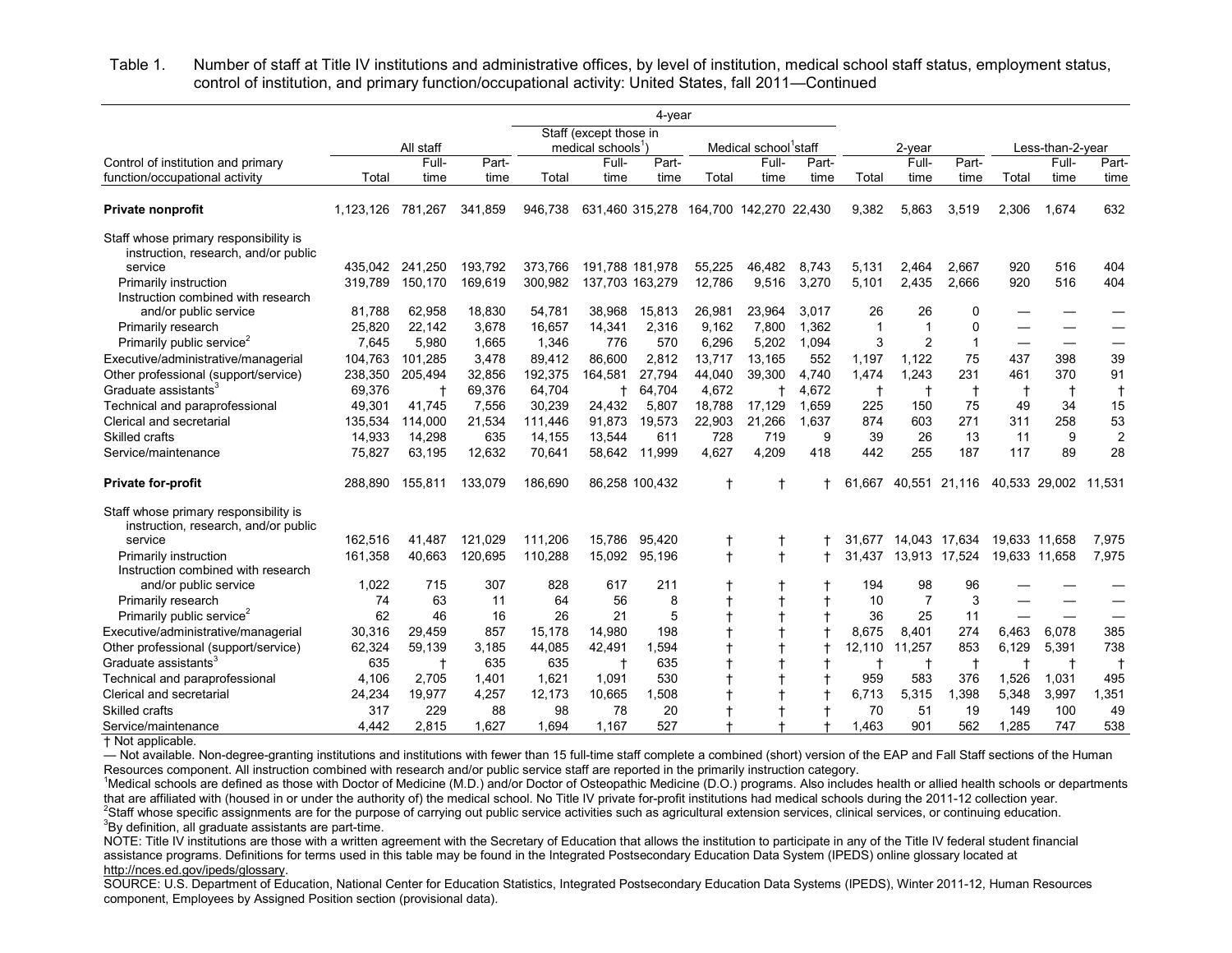Table 1. Number of staff at Title IV institutions and administrative offices, by level of institution, medical school staff status, employment status, control of institution, and primary function/occupational activity: United States, fall 2011—Continued

| Control of institution and primary function/occupational activity | All staff | | | 4-year: Staff (except those in medical schools[1]) | | | 4-year: Medical school[1] staff | | | 2-year | | | Less-than-2-year | | |
|---|---|---|---|---|---|---|---|---|---|---|---|---|---|---|---|
| | Total | Full-time | Part-time | Total | Full-time | Part-time | Total | Full-time | Part-time | Total | Full-time | Part-time | Total | Full-time | Part-time |
| **Private nonprofit** | 1,123,126 | 781,267 | 341,859 | 946,738 | 631,460 | 315,278 | 164,700 | 142,270 | 22,430 | 9,382 | 5,863 | 3,519 | 2,306 | 1,674 | 632 |
| Staff whose primary responsibility is instruction, research, and/or public service | 435,042 | 241,250 | 193,792 | 373,766 | 191,788 | 181,978 | 55,225 | 46,482 | 8,743 | 5,131 | 2,464 | 2,667 | 920 | 516 | 404 |
| Primarily instruction | 319,789 | 150,170 | 169,619 | 300,982 | 137,703 | 163,279 | 12,786 | 9,516 | 3,270 | 5,101 | 2,435 | 2,666 | 920 | 516 | 404 |
| Instruction combined with research and/or public service | 81,788 | 62,958 | 18,830 | 54,781 | 38,968 | 15,813 | 26,981 | 23,964 | 3,017 | 26 | 26 | 0 | — | — | — |
| Primarily research | 25,820 | 22,142 | 3,678 | 16,657 | 14,341 | 2,316 | 9,162 | 7,800 | 1,362 | 1 | 1 | 0 | — | — | — |
| Primarily public service[2] | 7,645 | 5,980 | 1,665 | 1,346 | 776 | 570 | 6,296 | 5,202 | 1,094 | 3 | 2 | 1 | — | — | — |
| Executive/administrative/managerial | 104,763 | 101,285 | 3,478 | 89,412 | 86,600 | 2,812 | 13,717 | 13,165 | 552 | 1,197 | 1,122 | 75 | 437 | 398 | 39 |
| Other professional (support/service) | 238,350 | 205,494 | 32,856 | 192,375 | 164,581 | 27,794 | 44,040 | 39,300 | 4,740 | 1,474 | 1,243 | 231 | 461 | 370 | 91 |
| Graduate assistants[3] | 69,376 | † | 69,376 | 64,704 | † | 64,704 | 4,672 | † | 4,672 | † | † | † | † | † | † |
| Technical and paraprofessional | 49,301 | 41,745 | 7,556 | 30,239 | 24,432 | 5,807 | 18,788 | 17,129 | 1,659 | 225 | 150 | 75 | 49 | 34 | 15 |
| Clerical and secretarial | 135,534 | 114,000 | 21,534 | 111,446 | 91,873 | 19,573 | 22,903 | 21,266 | 1,637 | 874 | 603 | 271 | 311 | 258 | 53 |
| Skilled crafts | 14,933 | 14,298 | 635 | 14,155 | 13,544 | 611 | 728 | 719 | 9 | 39 | 26 | 13 | 11 | 9 | 2 |
| Service/maintenance | 75,827 | 63,195 | 12,632 | 70,641 | 58,642 | 11,999 | 4,627 | 4,209 | 418 | 442 | 255 | 187 | 117 | 89 | 28 |
| **Private for-profit** | 288,890 | 155,811 | 133,079 | 186,690 | 86,258 | 100,432 | † | † | † | 61,667 | 40,551 | 21,116 | 40,533 | 29,002 | 11,531 |
| Staff whose primary responsibility is instruction, research, and/or public service | 162,516 | 41,487 | 121,029 | 111,206 | 15,786 | 95,420 | † | † | † | 31,677 | 14,043 | 17,634 | 19,633 | 11,658 | 7,975 |
| Primarily instruction | 161,358 | 40,663 | 120,695 | 110,288 | 15,092 | 95,196 | † | † | † | 31,437 | 13,913 | 17,524 | 19,633 | 11,658 | 7,975 |
| Instruction combined with research and/or public service | 1,022 | 715 | 307 | 828 | 617 | 211 | † | † | † | 194 | 98 | 96 | — | — | — |
| Primarily research | 74 | 63 | 11 | 64 | 56 | 8 | † | † | † | 10 | 7 | 3 | — | — | — |
| Primarily public service[2] | 62 | 46 | 16 | 26 | 21 | 5 | † | † | † | 36 | 25 | 11 | — | — | — |
| Executive/administrative/managerial | 30,316 | 29,459 | 857 | 15,178 | 14,980 | 198 | † | † | † | 8,675 | 8,401 | 274 | 6,463 | 6,078 | 385 |
| Other professional (support/service) | 62,324 | 59,139 | 3,185 | 44,085 | 42,491 | 1,594 | † | † | † | 12,110 | 11,257 | 853 | 6,129 | 5,391 | 738 |
| Graduate assistants[3] | 635 | † | 635 | 635 | † | 635 | † | † | † | † | † | † | † | † | † |
| Technical and paraprofessional | 4,106 | 2,705 | 1,401 | 1,621 | 1,091 | 530 | † | † | † | 959 | 583 | 376 | 1,526 | 1,031 | 495 |
| Clerical and secretarial | 24,234 | 19,977 | 4,257 | 12,173 | 10,665 | 1,508 | † | † | † | 6,713 | 5,315 | 1,398 | 5,348 | 3,997 | 1,351 |
| Skilled crafts | 317 | 229 | 88 | 98 | 78 | 20 | † | † | † | 70 | 51 | 19 | 149 | 100 | 49 |
| Service/maintenance | 4,442 | 2,815 | 1,627 | 1,694 | 1,167 | 527 | † | † | † | 1,463 | 901 | 562 | 1,285 | 747 | 538 |

† Not applicable.

— Not available. Non-degree-granting institutions and institutions with fewer than 15 full-time staff complete a combined (short) version of the EAP and Fall Staff sections of the Human Resources component. All instruction combined with research and/or public service staff are reported in the primarily instruction category.

[1]Medical schools are defined as those with Doctor of Medicine (M.D.) and/or Doctor of Osteopathic Medicine (D.O.) programs. Also includes health or allied health schools or departments that are affiliated with (housed in or under the authority of) the medical school. No Title IV private for-profit institutions had medical schools during the 2011-12 collection year.

[2]Staff whose specific assignments are for the purpose of carrying out public service activities such as agricultural extension services, clinical services, or continuing education.

[3]By definition, all graduate assistants are part-time.

NOTE: Title IV institutions are those with a written agreement with the Secretary of Education that allows the institution to participate in any of the Title IV federal student financial assistance programs. Definitions for terms used in this table may be found in the Integrated Postsecondary Education Data System (IPEDS) online glossary located at http://nces.ed.gov/ipeds/glossary.

SOURCE: U.S. Department of Education, National Center for Education Statistics, Integrated Postsecondary Education Data Systems (IPEDS), Winter 2011-12, Human Resources component, Employees by Assigned Position section (provisional data).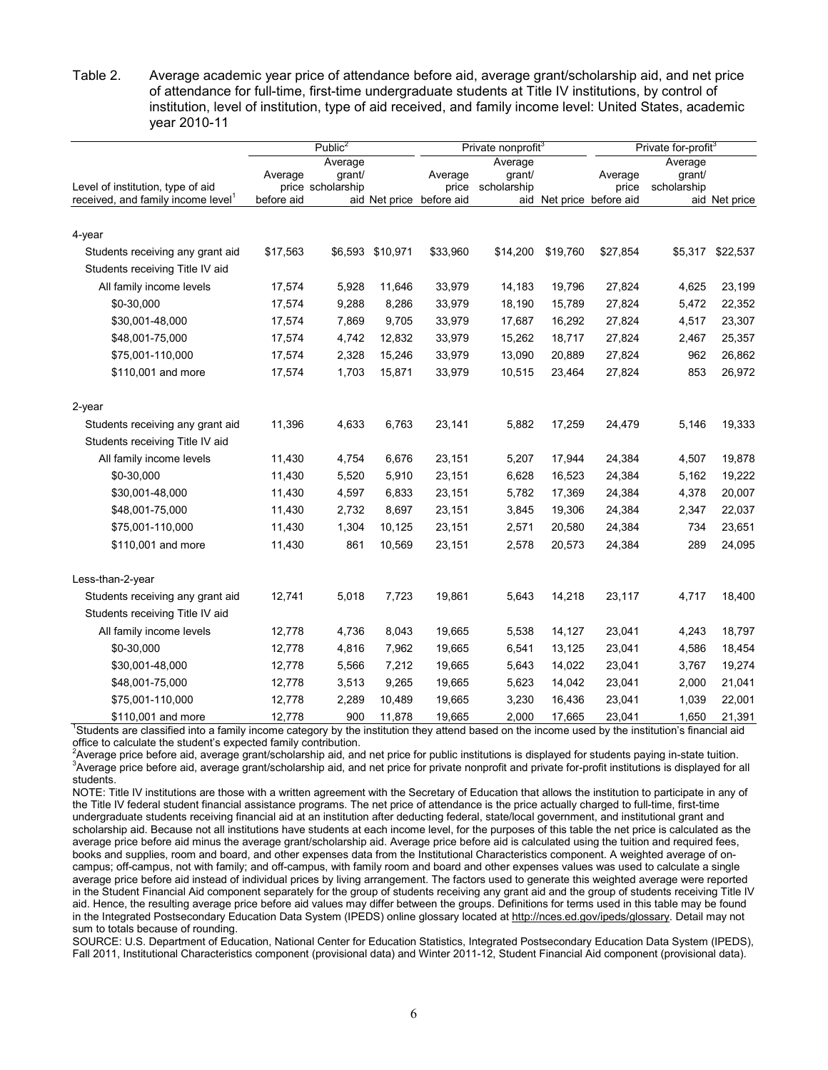Table 2. Average academic year price of attendance before aid, average grant/scholarship aid, and net price of attendance for full-time, first-time undergraduate students at Title IV institutions, by control of institution, level of institution, type of aid received, and family income level: United States, academic year 2010-11

| Level of institution, type of aid received, and family income level[1] | Public[2] | | | Private nonprofit[3] | | | Private for-profit[3] | | |
|---|---|---|---|---|---|---|---|---|---|
| | Average price before aid | Average grant/ scholarship aid | Net price | Average price before aid | Average grant/ scholarship aid | Net price | Average price before aid | Average grant/ scholarship aid | Net price |
| **4-year** | | | | | | | | | |
| Students receiving any grant aid | $17,563 | $6,593 | $10,971 | $33,960 | $14,200 | $19,760 | $27,854 | $5,317 | $22,537 |
| Students receiving Title IV aid | | | | | | | | | |
| All family income levels | 17,574 | 5,928 | 11,646 | 33,979 | 14,183 | 19,796 | 27,824 | 4,625 | 23,199 |
| $0-30,000 | 17,574 | 9,288 | 8,286 | 33,979 | 18,190 | 15,789 | 27,824 | 5,472 | 22,352 |
| $30,001-48,000 | 17,574 | 7,869 | 9,705 | 33,979 | 17,687 | 16,292 | 27,824 | 4,517 | 23,307 |
| $48,001-75,000 | 17,574 | 4,742 | 12,832 | 33,979 | 15,262 | 18,717 | 27,824 | 2,467 | 25,357 |
| $75,001-110,000 | 17,574 | 2,328 | 15,246 | 33,979 | 13,090 | 20,889 | 27,824 | 962 | 26,862 |
| $110,001 and more | 17,574 | 1,703 | 15,871 | 33,979 | 10,515 | 23,464 | 27,824 | 853 | 26,972 |
| **2-year** | | | | | | | | | |
| Students receiving any grant aid | 11,396 | 4,633 | 6,763 | 23,141 | 5,882 | 17,259 | 24,479 | 5,146 | 19,333 |
| Students receiving Title IV aid | | | | | | | | | |
| All family income levels | 11,430 | 4,754 | 6,676 | 23,151 | 5,207 | 17,944 | 24,384 | 4,507 | 19,878 |
| $0-30,000 | 11,430 | 5,520 | 5,910 | 23,151 | 6,628 | 16,523 | 24,384 | 5,162 | 19,222 |
| $30,001-48,000 | 11,430 | 4,597 | 6,833 | 23,151 | 5,782 | 17,369 | 24,384 | 4,378 | 20,007 |
| $48,001-75,000 | 11,430 | 2,732 | 8,697 | 23,151 | 3,845 | 19,306 | 24,384 | 2,347 | 22,037 |
| $75,001-110,000 | 11,430 | 1,304 | 10,125 | 23,151 | 2,571 | 20,580 | 24,384 | 734 | 23,651 |
| $110,001 and more | 11,430 | 861 | 10,569 | 23,151 | 2,578 | 20,573 | 24,384 | 289 | 24,095 |
| **Less-than-2-year** | | | | | | | | | |
| Students receiving any grant aid | 12,741 | 5,018 | 7,723 | 19,861 | 5,643 | 14,218 | 23,117 | 4,717 | 18,400 |
| Students receiving Title IV aid | | | | | | | | | |
| All family income levels | 12,778 | 4,736 | 8,043 | 19,665 | 5,538 | 14,127 | 23,041 | 4,243 | 18,797 |
| $0-30,000 | 12,778 | 4,816 | 7,962 | 19,665 | 6,541 | 13,125 | 23,041 | 4,586 | 18,454 |
| $30,001-48,000 | 12,778 | 5,566 | 7,212 | 19,665 | 5,643 | 14,022 | 23,041 | 3,767 | 19,274 |
| $48,001-75,000 | 12,778 | 3,513 | 9,265 | 19,665 | 5,623 | 14,042 | 23,041 | 2,000 | 21,041 |
| $75,001-110,000 | 12,778 | 2,289 | 10,489 | 19,665 | 3,230 | 16,436 | 23,041 | 1,039 | 22,001 |
| $110,001 and more | 12,778 | 900 | 11,878 | 19,665 | 2,000 | 17,665 | 23,041 | 1,650 | 21,391 |

[1]Students are classified into a family income category by the institution they attend based on the income used by the institution's financial aid office to calculate the student's expected family contribution.

[2]Average price before aid, average grant/scholarship aid, and net price for public institutions is displayed for students paying in-state tuition.

[3]Average price before aid, average grant/scholarship aid, and net price for private nonprofit and private for-profit institutions is displayed for all students.

NOTE: Title IV institutions are those with a written agreement with the Secretary of Education that allows the institution to participate in any of the Title IV federal student financial assistance programs. The net price of attendance is the price actually charged to full-time, first-time undergraduate students receiving financial aid at an institution after deducting federal, state/local government, and institutional grant and scholarship aid. Because not all institutions have students at each income level, for the purposes of this table the net price is calculated as the average price before aid minus the average grant/scholarship aid. Average price before aid is calculated using the tuition and required fees, books and supplies, room and board, and other expenses data from the Institutional Characteristics component. A weighted average of on-campus; off-campus, not with family; and off-campus, with family room and board and other expenses values was used to calculate a single average price before aid instead of individual prices by living arrangement. The factors used to generate this weighted average were reported in the Student Financial Aid component separately for the group of students receiving any grant aid and the group of students receiving Title IV aid. Hence, the resulting average price before aid values may differ between the groups. Definitions for terms used in this table may be found in the Integrated Postsecondary Education Data System (IPEDS) online glossary located at http://nces.ed.gov/ipeds/glossary. Detail may not sum to totals because of rounding.

SOURCE: U.S. Department of Education, National Center for Education Statistics, Integrated Postsecondary Education Data System (IPEDS), Fall 2011, Institutional Characteristics component (provisional data) and Winter 2011-12, Student Financial Aid component (provisional data).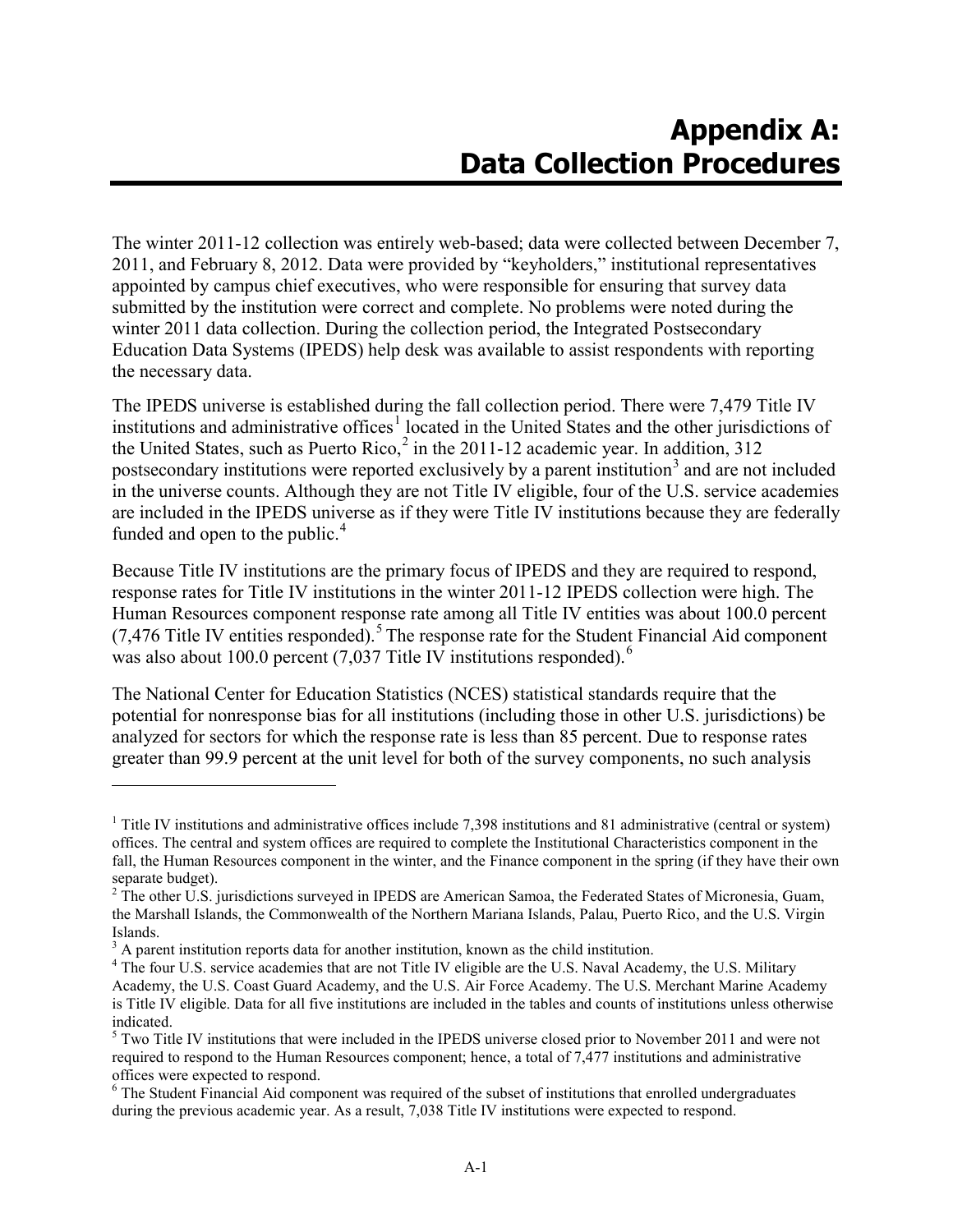# Appendix A: Data Collection Procedures

The winter 2011-12 collection was entirely web-based; data were collected between December 7, 2011, and February 8, 2012. Data were provided by "keyholders," institutional representatives appointed by campus chief executives, who were responsible for ensuring that survey data submitted by the institution were correct and complete. No problems were noted during the winter 2011 data collection. During the collection period, the Integrated Postsecondary Education Data Systems (IPEDS) help desk was available to assist respondents with reporting the necessary data.

The IPEDS universe is established during the fall collection period. There were 7,479 Title IV institutions and administrative offices[1] located in the United States and the other jurisdictions of the United States, such as Puerto Rico,[2] in the 2011-12 academic year. In addition, 312 postsecondary institutions were reported exclusively by a parent institution[3] and are not included in the universe counts. Although they are not Title IV eligible, four of the U.S. service academies are included in the IPEDS universe as if they were Title IV institutions because they are federally funded and open to the public.[4]

Because Title IV institutions are the primary focus of IPEDS and they are required to respond, response rates for Title IV institutions in the winter 2011-12 IPEDS collection were high. The Human Resources component response rate among all Title IV entities was about 100.0 percent (7,476 Title IV entities responded).[5] The response rate for the Student Financial Aid component was also about 100.0 percent (7,037 Title IV institutions responded).[6]

The National Center for Education Statistics (NCES) statistical standards require that the potential for nonresponse bias for all institutions (including those in other U.S. jurisdictions) be analyzed for sectors for which the response rate is less than 85 percent. Due to response rates greater than 99.9 percent at the unit level for both of the survey components, no such analysis

---

[1] Title IV institutions and administrative offices include 7,398 institutions and 81 administrative (central or system) offices. The central and system offices are required to complete the Institutional Characteristics component in the fall, the Human Resources component in the winter, and the Finance component in the spring (if they have their own separate budget).

[2] The other U.S. jurisdictions surveyed in IPEDS are American Samoa, the Federated States of Micronesia, Guam, the Marshall Islands, the Commonwealth of the Northern Mariana Islands, Palau, Puerto Rico, and the U.S. Virgin Islands.

[3] A parent institution reports data for another institution, known as the child institution.

[4] The four U.S. service academies that are not Title IV eligible are the U.S. Naval Academy, the U.S. Military Academy, the U.S. Coast Guard Academy, and the U.S. Air Force Academy. The U.S. Merchant Marine Academy is Title IV eligible. Data for all five institutions are included in the tables and counts of institutions unless otherwise indicated.

[5] Two Title IV institutions that were included in the IPEDS universe closed prior to November 2011 and were not required to respond to the Human Resources component; hence, a total of 7,477 institutions and administrative offices were expected to respond.

[6] The Student Financial Aid component was required of the subset of institutions that enrolled undergraduates during the previous academic year. As a result, 7,038 Title IV institutions were expected to respond.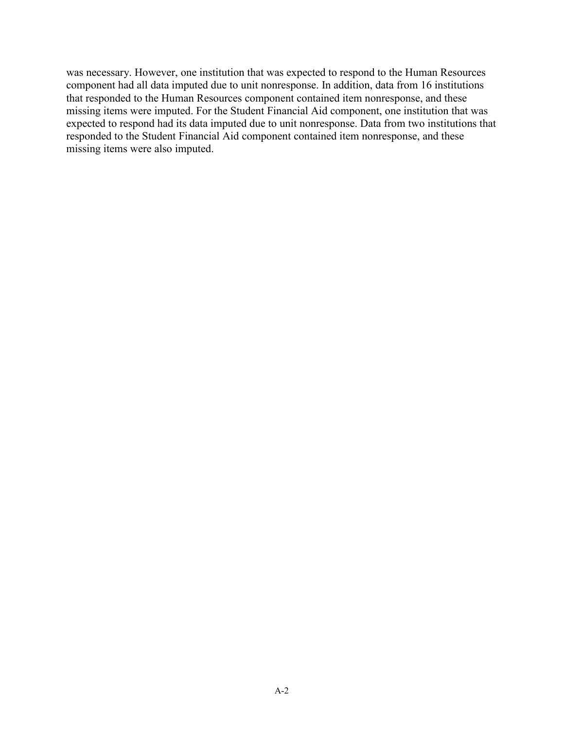was necessary. However, one institution that was expected to respond to the Human Resources component had all data imputed due to unit nonresponse. In addition, data from 16 institutions that responded to the Human Resources component contained item nonresponse, and these missing items were imputed. For the Student Financial Aid component, one institution that was expected to respond had its data imputed due to unit nonresponse. Data from two institutions that responded to the Student Financial Aid component contained item nonresponse, and these missing items were also imputed.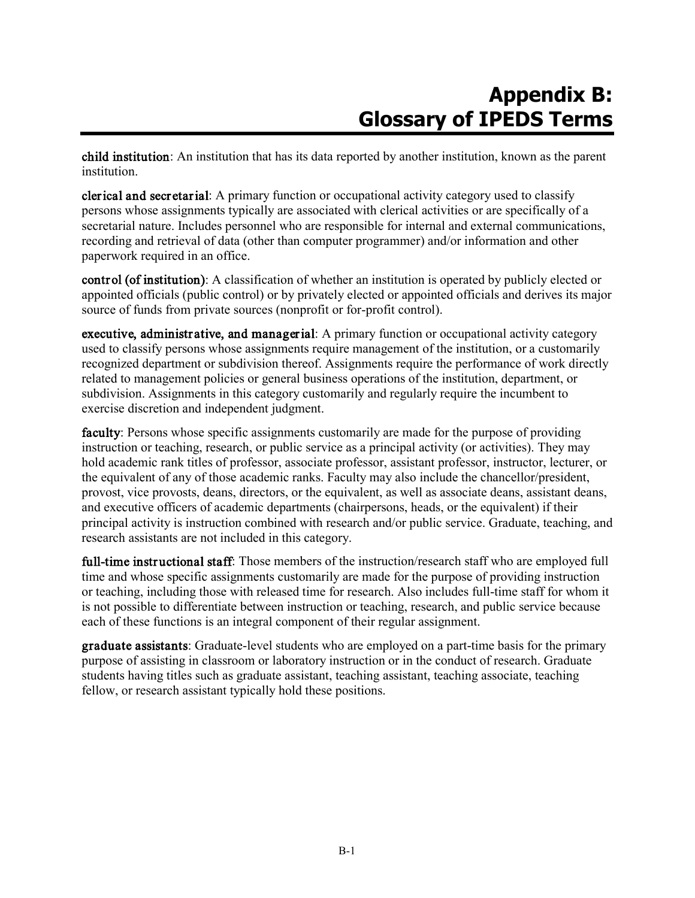# Appendix B: Glossary of IPEDS Terms

**child institution**: An institution that has its data reported by another institution, known as the parent institution.

**clerical and secretarial**: A primary function or occupational activity category used to classify persons whose assignments typically are associated with clerical activities or are specifically of a secretarial nature. Includes personnel who are responsible for internal and external communications, recording and retrieval of data (other than computer programmer) and/or information and other paperwork required in an office.

**control (of institution)**: A classification of whether an institution is operated by publicly elected or appointed officials (public control) or by privately elected or appointed officials and derives its major source of funds from private sources (nonprofit or for-profit control).

**executive, administrative, and managerial**: A primary function or occupational activity category used to classify persons whose assignments require management of the institution, or a customarily recognized department or subdivision thereof. Assignments require the performance of work directly related to management policies or general business operations of the institution, department, or subdivision. Assignments in this category customarily and regularly require the incumbent to exercise discretion and independent judgment.

**faculty**: Persons whose specific assignments customarily are made for the purpose of providing instruction or teaching, research, or public service as a principal activity (or activities). They may hold academic rank titles of professor, associate professor, assistant professor, instructor, lecturer, or the equivalent of any of those academic ranks. Faculty may also include the chancellor/president, provost, vice provosts, deans, directors, or the equivalent, as well as associate deans, assistant deans, and executive officers of academic departments (chairpersons, heads, or the equivalent) if their principal activity is instruction combined with research and/or public service. Graduate, teaching, and research assistants are not included in this category.

**full-time instructional staff**: Those members of the instruction/research staff who are employed full time and whose specific assignments customarily are made for the purpose of providing instruction or teaching, including those with released time for research. Also includes full-time staff for whom it is not possible to differentiate between instruction or teaching, research, and public service because each of these functions is an integral component of their regular assignment.

**graduate assistants**: Graduate-level students who are employed on a part-time basis for the primary purpose of assisting in classroom or laboratory instruction or in the conduct of research. Graduate students having titles such as graduate assistant, teaching assistant, teaching associate, teaching fellow, or research assistant typically hold these positions.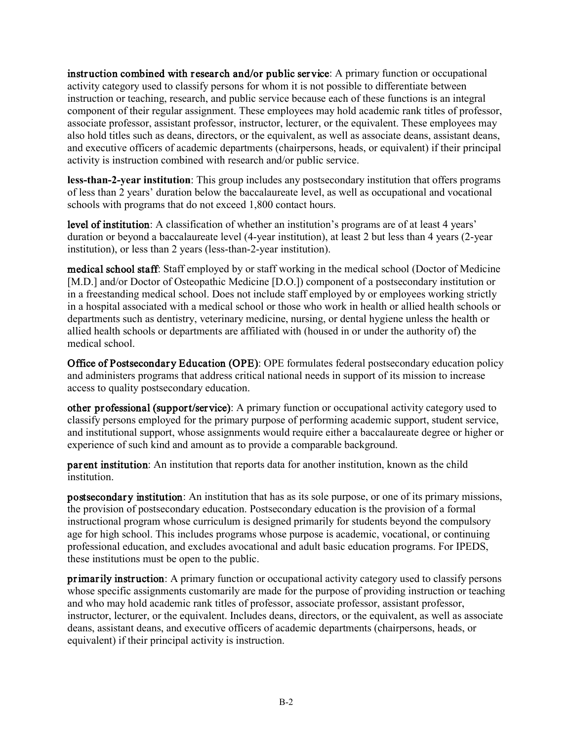**instruction combined with research and/or public service**: A primary function or occupational activity category used to classify persons for whom it is not possible to differentiate between instruction or teaching, research, and public service because each of these functions is an integral component of their regular assignment. These employees may hold academic rank titles of professor, associate professor, assistant professor, instructor, lecturer, or the equivalent. These employees may also hold titles such as deans, directors, or the equivalent, as well as associate deans, assistant deans, and executive officers of academic departments (chairpersons, heads, or equivalent) if their principal activity is instruction combined with research and/or public service.

**less-than-2-year institution**: This group includes any postsecondary institution that offers programs of less than 2 years' duration below the baccalaureate level, as well as occupational and vocational schools with programs that do not exceed 1,800 contact hours.

**level of institution**: A classification of whether an institution's programs are of at least 4 years' duration or beyond a baccalaureate level (4-year institution), at least 2 but less than 4 years (2-year institution), or less than 2 years (less-than-2-year institution).

**medical school staff**: Staff employed by or staff working in the medical school (Doctor of Medicine [M.D.] and/or Doctor of Osteopathic Medicine [D.O.]) component of a postsecondary institution or in a freestanding medical school. Does not include staff employed by or employees working strictly in a hospital associated with a medical school or those who work in health or allied health schools or departments such as dentistry, veterinary medicine, nursing, or dental hygiene unless the health or allied health schools or departments are affiliated with (housed in or under the authority of) the medical school.

**Office of Postsecondary Education (OPE)**: OPE formulates federal postsecondary education policy and administers programs that address critical national needs in support of its mission to increase access to quality postsecondary education.

**other professional (support/service)**: A primary function or occupational activity category used to classify persons employed for the primary purpose of performing academic support, student service, and institutional support, whose assignments would require either a baccalaureate degree or higher or experience of such kind and amount as to provide a comparable background.

**parent institution**: An institution that reports data for another institution, known as the child institution.

**postsecondary institution**: An institution that has as its sole purpose, or one of its primary missions, the provision of postsecondary education. Postsecondary education is the provision of a formal instructional program whose curriculum is designed primarily for students beyond the compulsory age for high school. This includes programs whose purpose is academic, vocational, or continuing professional education, and excludes avocational and adult basic education programs. For IPEDS, these institutions must be open to the public.

**primarily instruction**: A primary function or occupational activity category used to classify persons whose specific assignments customarily are made for the purpose of providing instruction or teaching and who may hold academic rank titles of professor, associate professor, assistant professor, instructor, lecturer, or the equivalent. Includes deans, directors, or the equivalent, as well as associate deans, assistant deans, and executive officers of academic departments (chairpersons, heads, or equivalent) if their principal activity is instruction.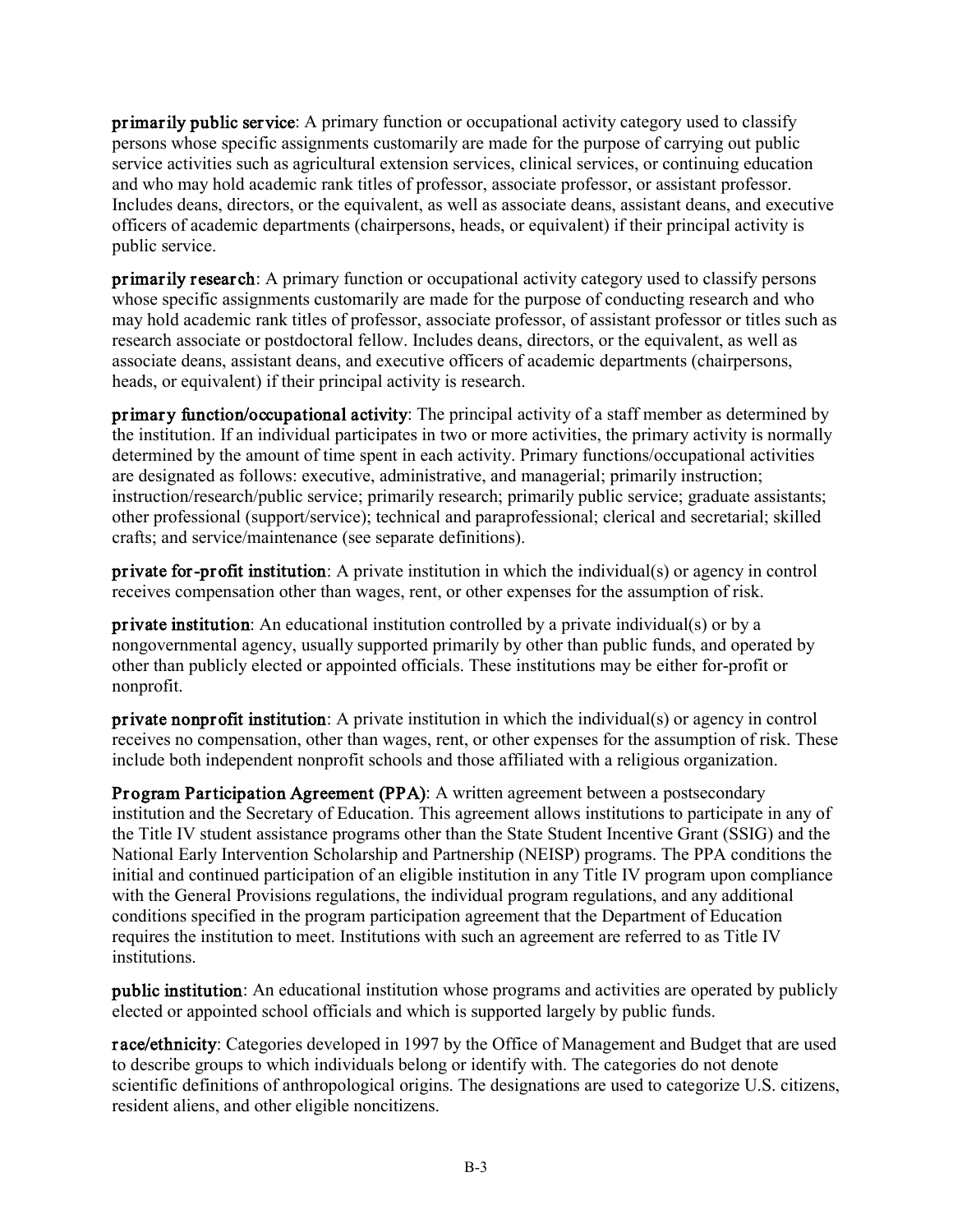**primarily public service**: A primary function or occupational activity category used to classify persons whose specific assignments customarily are made for the purpose of carrying out public service activities such as agricultural extension services, clinical services, or continuing education and who may hold academic rank titles of professor, associate professor, or assistant professor. Includes deans, directors, or the equivalent, as well as associate deans, assistant deans, and executive officers of academic departments (chairpersons, heads, or equivalent) if their principal activity is public service.

**primarily research**: A primary function or occupational activity category used to classify persons whose specific assignments customarily are made for the purpose of conducting research and who may hold academic rank titles of professor, associate professor, of assistant professor or titles such as research associate or postdoctoral fellow. Includes deans, directors, or the equivalent, as well as associate deans, assistant deans, and executive officers of academic departments (chairpersons, heads, or equivalent) if their principal activity is research.

**primary function/occupational activity**: The principal activity of a staff member as determined by the institution. If an individual participates in two or more activities, the primary activity is normally determined by the amount of time spent in each activity. Primary functions/occupational activities are designated as follows: executive, administrative, and managerial; primarily instruction; instruction/research/public service; primarily research; primarily public service; graduate assistants; other professional (support/service); technical and paraprofessional; clerical and secretarial; skilled crafts; and service/maintenance (see separate definitions).

**private for-profit institution**: A private institution in which the individual(s) or agency in control receives compensation other than wages, rent, or other expenses for the assumption of risk.

**private institution**: An educational institution controlled by a private individual(s) or by a nongovernmental agency, usually supported primarily by other than public funds, and operated by other than publicly elected or appointed officials. These institutions may be either for-profit or nonprofit.

**private nonprofit institution**: A private institution in which the individual(s) or agency in control receives no compensation, other than wages, rent, or other expenses for the assumption of risk. These include both independent nonprofit schools and those affiliated with a religious organization.

**Program Participation Agreement (PPA)**: A written agreement between a postsecondary institution and the Secretary of Education. This agreement allows institutions to participate in any of the Title IV student assistance programs other than the State Student Incentive Grant (SSIG) and the National Early Intervention Scholarship and Partnership (NEISP) programs. The PPA conditions the initial and continued participation of an eligible institution in any Title IV program upon compliance with the General Provisions regulations, the individual program regulations, and any additional conditions specified in the program participation agreement that the Department of Education requires the institution to meet. Institutions with such an agreement are referred to as Title IV institutions.

**public institution**: An educational institution whose programs and activities are operated by publicly elected or appointed school officials and which is supported largely by public funds.

**race/ethnicity**: Categories developed in 1997 by the Office of Management and Budget that are used to describe groups to which individuals belong or identify with. The categories do not denote scientific definitions of anthropological origins. The designations are used to categorize U.S. citizens, resident aliens, and other eligible noncitizens.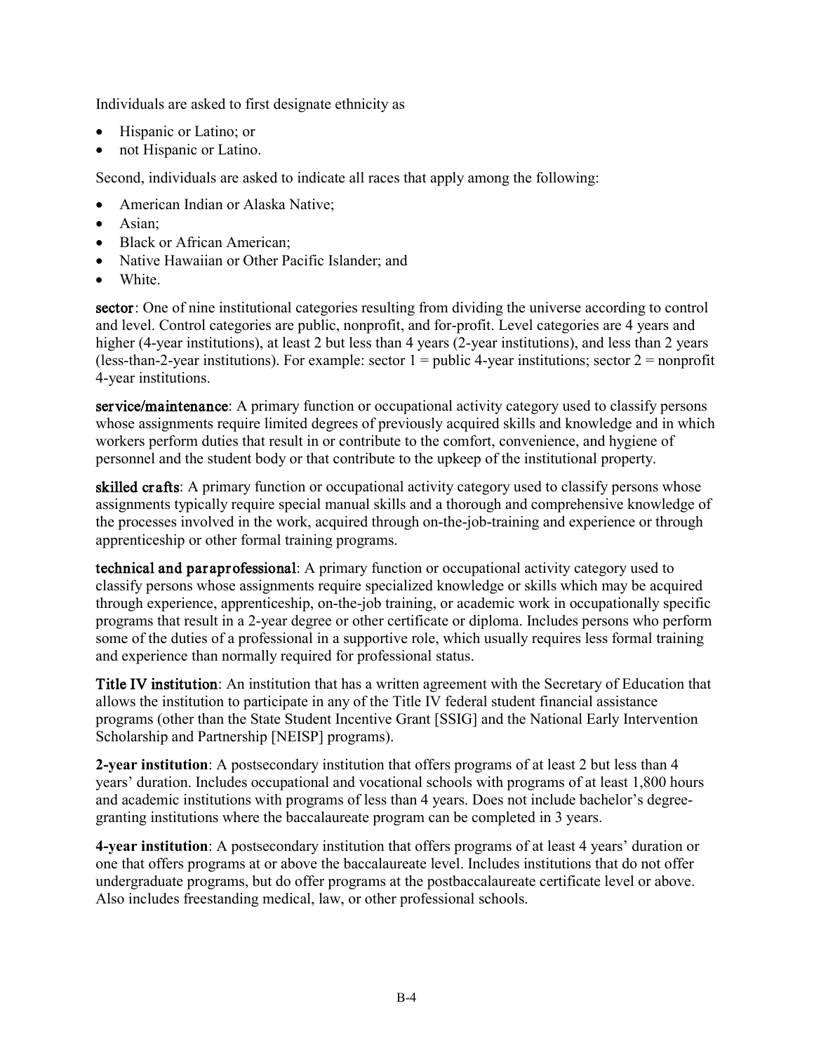Individuals are asked to first designate ethnicity as

- Hispanic or Latino; or
- not Hispanic or Latino.

Second, individuals are asked to indicate all races that apply among the following:

- American Indian or Alaska Native;
- Asian;
- Black or African American;
- Native Hawaiian or Other Pacific Islander; and
- White.

**sector**: One of nine institutional categories resulting from dividing the universe according to control and level. Control categories are public, nonprofit, and for-profit. Level categories are 4 years and higher (4-year institutions), at least 2 but less than 4 years (2-year institutions), and less than 2 years (less-than-2-year institutions). For example: sector 1 = public 4-year institutions; sector 2 = nonprofit 4-year institutions.

**service/maintenance**: A primary function or occupational activity category used to classify persons whose assignments require limited degrees of previously acquired skills and knowledge and in which workers perform duties that result in or contribute to the comfort, convenience, and hygiene of personnel and the student body or that contribute to the upkeep of the institutional property.

**skilled crafts**: A primary function or occupational activity category used to classify persons whose assignments typically require special manual skills and a thorough and comprehensive knowledge of the processes involved in the work, acquired through on-the-job-training and experience or through apprenticeship or other formal training programs.

**technical and paraprofessional**: A primary function or occupational activity category used to classify persons whose assignments require specialized knowledge or skills which may be acquired through experience, apprenticeship, on-the-job training, or academic work in occupationally specific programs that result in a 2-year degree or other certificate or diploma. Includes persons who perform some of the duties of a professional in a supportive role, which usually requires less formal training and experience than normally required for professional status.

**Title IV institution**: An institution that has a written agreement with the Secretary of Education that allows the institution to participate in any of the Title IV federal student financial assistance programs (other than the State Student Incentive Grant [SSIG] and the National Early Intervention Scholarship and Partnership [NEISP] programs).

**2-year institution**: A postsecondary institution that offers programs of at least 2 but less than 4 years' duration. Includes occupational and vocational schools with programs of at least 1,800 hours and academic institutions with programs of less than 4 years. Does not include bachelor's degree-granting institutions where the baccalaureate program can be completed in 3 years.

**4-year institution**: A postsecondary institution that offers programs of at least 4 years' duration or one that offers programs at or above the baccalaureate level. Includes institutions that do not offer undergraduate programs, but do offer programs at the postbaccalaureate certificate level or above. Also includes freestanding medical, law, or other professional schools.